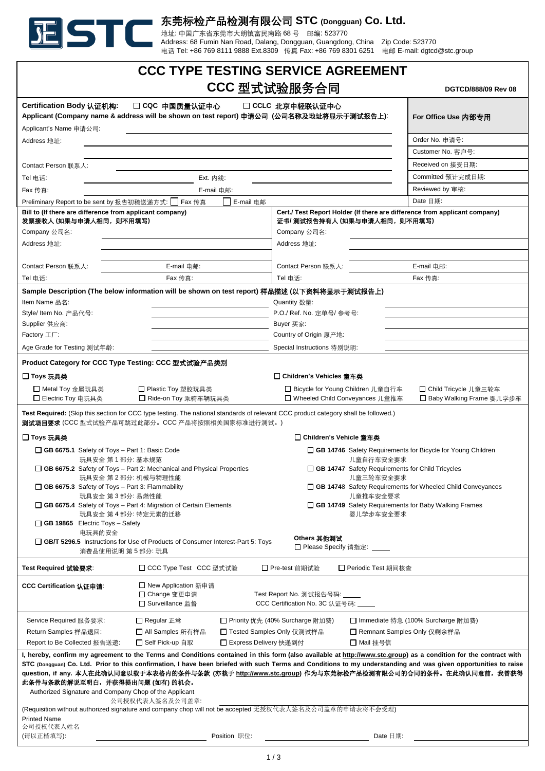# 东莞标检产品检测有限公司 STC (Dongguan) Co. Ltd.

地址: 中国广东省东莞市大朗镇富民南路 68 号　邮编: 523770
Address: 68 Fumin Nan Road, Dalang, Dongguan, Guangdong, China　Zip Code: 523770
电话 Tel: +86 769 8111 9888 Ext.8309　传真 Fax: +86 769 8301 6251　电邮 E-mail: dgtcd@stc.group

## CCC TYPE TESTING SERVICE AGREEMENT
## CCC 型式试验服务合同

DGTCD/888/09 Rev 08

**Certification Body 认证机构:** ☐ CQC 中国质量认证中心　☐ CCLC 北京中轻联认证中心

**Applicant (Company name & address will be shown on test report) 申请公司 (公司名称及地址将显示于测试报告上):**

| | For Office Use 内部专用 |
|---|---|
| Applicant's Name 申请公司: | Order No. 申请号: |
| Address 地址: | Customer No. 客户号: |
| Contact Person 联系人: | Received on 接受日期: |
| Tel 电话:　Ext. 内线: | Committed 预计完成日期: |
| Fax 传真:　E-mail 电邮: | Reviewed by 审核: |
| Preliminary Report to be sent by 报告初稿送递方式: ☐ Fax 传真 ☐ E-mail 电邮 | Date 日期: |

| **Bill to (If there are difference from applicant company) 发票接收人 (如果与申请人相同，则不用填写)** | **Cert./ Test Report Holder (If there are difference from applicant company) 证书/ 测试报告持有人 (如果与申请人相同，则不用填写)** |
|---|---|
| Company 公司名: | Company 公司名: |
| Address 地址: | Address 地址: |
| Contact Person 联系人:　E-mail 电邮: | Contact Person 联系人:　E-mail 电邮: |
| Tel 电话:　Fax 传真: | Tel 电话:　Fax 传真: |

**Sample Description (The below information will be shown on test report) 样品描述 (以下资料将显示于测试报告上)**

| | |
|---|---|
| Item Name 品名: | Quantity 数量: |
| Style/ Item No. 产品代号: | P.O./ Ref. No. 定单号/ 参考号: |
| Supplier 供应商: | Buyer 买家: |
| Factory 工厂: | Country of Origin 原产地: |
| Age Grade for Testing 测试年龄: | Special Instructions 特别说明: |

**Product Category for CCC Type Testing: CCC 型式试验产品类别**

**☐ Toys 玩具类**
- ☐ Metal Toy 金属玩具类
- ☐ Plastic Toy 塑胶玩具类
- ☐ Electric Toy 电玩具类
- ☐ Ride-on Toy 乘骑车辆玩具类

**☐ Children's Vehicles 童车类**
- ☐ Bicycle for Young Children 儿童自行车
- ☐ Child Tricycle 儿童三轮车
- ☐ Wheeled Child Conveyances 儿童推车
- ☐ Baby Walking Frame 婴儿学步车

**Test Required:** (Skip this section for CCC type testing. The national standards of relevant CCC product category shall be followed.)
**测试项目要求** (CCC 型式试验产品可跳过此部分。CCC 产品将按照相关国家标准进行测试。)

**☐ Toys 玩具类**
- ☐ **GB 6675.1** Safety of Toys – Part 1: Basic Code 玩具安全 第 1 部分: 基本规范
- ☐ **GB 6675.2** Safety of Toys – Part 2: Mechanical and Physical Properties 玩具安全 第 2 部分: 机械与物理性能
- ☐ **GB 6675.3** Safety of Toys – Part 3: Flammability 玩具安全 第 3 部分: 易燃性能
- ☐ **GB 6675.4** Safety of Toys – Part 4: Migration of Certain Elements 玩具安全 第 4 部分: 特定元素的迁移
- ☐ **GB 19865** Electric Toys – Safety 电玩具的安全
- ☐ **GB/T 5296.5** Instructions for Use of Products of Consumer Interest-Part 5: Toys 消费品使用说明 第 5 部分: 玩具

**☐ Children's Vehicle 童车类**
- ☐ **GB 14746** Safety Requirements for Bicycle for Young Children 儿童自行车安全要求
- ☐ **GB 14747** Safety Requirements for Child Tricycles 儿童三轮车安全要求
- ☐ **GB 14748** Safety Requirements for Wheeled Child Conveyances 儿童推车安全要求
- ☐ **GB 14749** Safety Requirements for Baby Walking Frames 婴儿学步车安全要求

**Others 其他测试**
☐ Please Specify 请指定: _____

**Test Required 试验要求**: ☐ CCC Type Test CCC 型式试验　☐ Pre-test 前期试验　☐ Periodic Test 期间核查

**CCC Certification 认证申请**:
- ☐ New Application 新申请
- ☐ Change 变更申请　Test Report No. 测试报告号码: _____
- ☐ Surveillance 监督　CCC Certification No. 3C 认证号码: _____

| | | | |
|---|---|---|---|
| Service Required 服务要求: | ☐ Regular 正常 | ☐ Priority 优先 (40% Surcharge 附加费) | ☐ Immediate 特急 (100% Surcharge 附加费) |
| Return Samples 样品退回: | ☐ All Samples 所有样品 | ☐ Tested Samples Only 仅测试样品 | ☐ Remnant Samples Only 仅剩余样品 |
| Report to Be Collected 报告送递: | ☐ Self Pick-up 自取 | ☐ Express Delivery 快递到付 | ☐ Mail 挂号信 |

**I, hereby, confirm my agreement to the Terms and Conditions contained in this form (also available at http://www.stc.group) as a condition for the contract with STC (Dongguan) Co. Ltd. Prior to this confirmation, I have been briefed with such Terms and Conditions to my understanding and was given opportunities to raise question, if any. 本人在此确认同意以载于本表格内的条件与条款 (亦载于 http://www.stc.group) 作为与东莞标检产品检测有限公司的合同的条件。在此确认同意前，我曾获得此条件与条款的解说至明白，并获得提出问题 (如有) 的机会。**

Authorized Signature and Company Chop of the Applicant
公司授权代表人签名及公司盖章: ____________________

(Requisition without authorized signature and company chop will not be accepted 无授权代表人签名及公司盖章的申请表将不会受理)

Printed Name
公司授权代表人姓名
(请以正楷填写): ____________　Position 职位: ____________　Date 日期: ____________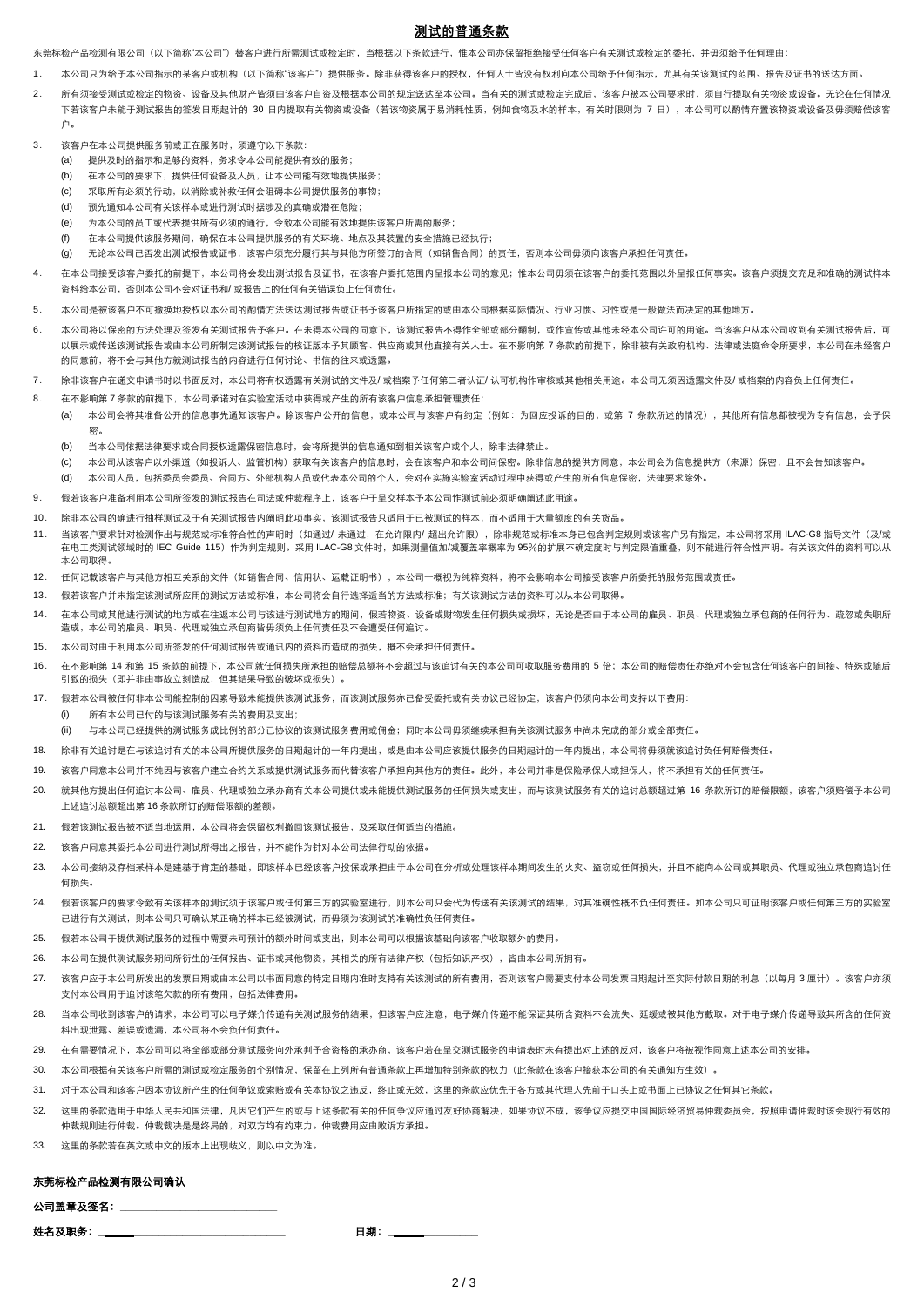# 测试的普通条款

东莞标检产品检测有限公司（以下简称"本公司"）替客户进行所需测试或检定时，当根据以下条款进行，惟本公司亦保留拒绝接受任何客户有关测试或检定的委托，并毋须给予任何理由:

1. 本公司只为给予本公司指示的某客户或机构（以下简称"该客户"）提供服务。除非获得该客户的授权，任何人士皆没有权利向本公司给予任何指示，尤其有关该测试的范围、报告及证书的送达方面。

2. 所有须接受测试或检定的物资、设备及其他财产皆须由该客户自资及根据本公司的规定送达至本公司。当有关的测试或检定完成后，该客户被本公司要求时，须自行提取有关物资或设备。无论在任何情况下若该客户未能于测试报告的签发日期起计的 30 日内提取有关物资或设备（若该物资属于易消耗性质，例如食物及水的样本，有关时限则为 7 日），本公司可以酌情弃置该物资或设备及毋须赔偿该客户。

3. 该客户在本公司提供服务前或正在服务时，须遵守以下条款:
   (a) 提供及时的指示和足够的资料，务求令本公司能提供有效的服务;
   (b) 在本公司的要求下，提供任何设备及人员，让本公司能有效地提供服务;
   (c) 采取所有必须的行动，以消除或补救任何会阻碍本公司提供服务的事物;
   (d) 预先通知本公司有关该样本或进行测试时据涉及的真确或潜在危险;
   (e) 为本公司的员工或代表提供所有必须的通行，令致本公司能有效地提供该客户所需的服务;
   (f) 在本公司提供该服务期间，确保在本公司提供服务的有关环境、地点及其装置的安全措施已经执行;
   (g) 无论本公司已否发出测试报告或证书，该客户须充分履行其与其他方所签订的合同（如销售合同）的责任，否则本公司毋须向该客户承担任何责任。

4. 在本公司接受该客户委托的前提下，本公司将会发出测试报告及证书，在该客户委托范围内呈报本公司的意见；惟本公司毋须在该客户的委托范围以外呈报任何事实。该客户须提交充足和准确的测试样本资料给本公司，否则本公司不会对证书和/ 或报告上的任何有关错误负上任何责任。

5. 本公司是被该客户不可撤换地授权以本公司的酌情方法送达测试报告或证书予该客户所指定的或由本公司根据实际情况、行业习惯、习性或是一般做法而决定的其他地方。

6. 本公司将以保密的方法处理及签发有关测试报告予客户。在未得本公司的同意下，该测试报告不得作全部或部分翻制，或作宣传或其他未经本公司许可的用途。当该客户从本公司收到有关测试报告后，可以展示或传送该测试报告或由本公司所制定该测试报告的核证版本予其顾客、供应商或其他直接有关人士。在不影响第 7 条款的前提下，除非被有关政府机构、法律或法庭命令所要求，本公司在未经客户的同意前，将不会与其他方就测试报告的内容进行任何讨论、书信的往来或透露。

7. 除非该客户在递交申请书时以书面反对，本公司将有权透露有关测试的文件及/ 或档案予任何第三者认证/ 认可机构作审核或其他相关用途。本公司无须因透露文件及/ 或档案的内容负上任何责任。

8. 在不影响第 7 条款的前提下，本公司承诺对在实验室活动中获得或产生的所有该客户信息承担管理责任:
   (a) 本公司会将其准备公开的信息事先通知该客户。除该客户公开的信息，或本公司与该客户有约定（例如：为回应投诉的目的，或第 7 条款所述的情况），其他所有信息都被视为专有信息，会予保密。
   (b) 当本公司依据法律要求或合同授权透露保密信息时，会将所提供的信息通知到相关该客户或个人，除非法律禁止。
   (c) 本公司从该客户以外渠道（如投诉人、监管机构）获取有关该客户的信息时，会在该客户和本公司间保密。除非信息的提供方同意，本公司会为信息提供方（来源）保密，且不会告知该客户。
   (d) 本公司人员，包括委员会委员、合同方、外部机构人员或代表本公司的个人，会对在实施实验室活动过程中获得或产生的所有信息保密，法律要求除外。

9. 假若该客户准备利用本公司所签发的测试报告在司法或仲裁程序上，该客户于呈交样本予本公司作测试前必须明确阐述此用途。

10. 除非本公司的确进行抽样测试及于有关测试报告内阐明此项事实，该测试报告只适用于已被测试的样本，而不适用于大量额度的有关货品。

11. 当该客户要求针对检测作出与规范或标准符合性的声明时（如通过/ 未通过，在允许限内/ 超出允许限），除非规范或标准本身已包含判定规则或该客户另有指定，本公司将采用 ILAC-G8 指导文件（及/或在电工类测试领域时的 IEC Guide 115）作为判定规则。采用 ILAC-G8 文件时，如果测量值加/减覆盖率概率为 95%的扩展不确定度时与判定限值重叠，则不能进行符合性声明。有关该文件的资料可以从本公司取得。

12. 任何记载该客户与其他方相互关系的文件（如销售合同、信用状、运载证明书），本公司一概视为纯粹资料，将不会影响本公司接受该客户所委托的服务范围或责任。

13. 假若该客户并未指定该测试所应用的测试方法或标准，本公司将会自行选择适当的方法或标准；有关该测试方法的资料可以从本公司取得。

14. 在本公司或其他进行测试的地方或在往返本公司与该进行测试地方的期间，假若物资、设备或财物发生任何损失或损坏，无论是否由于本公司的雇员、职员、代理或独立承包商的任何行为、疏忽或失职所造成，本公司的雇员、职员、代理或独立承包商皆毋须负上任何责任及不会遭受任何追讨。

15. 本公司对由于利用本公司所签发的任何测试报告或通讯内的资料而造成的损失，概不会承担任何责任。

16. 在不影响第 14 和第 15 条款的前提下，本公司就任何损失所承担的赔偿总额将不会超过与该追讨有关的本公司可收取服务费用的 5 倍；本公司的赔偿责任亦绝对不会包含任何该客户的间接、特殊或随后引致的损失（即并非由事故立刻造成，但其结果导致的破坏或损失）。

17. 假若本公司被任何非本公司能控制的因素导致未能提供该测试服务，而该测试服务亦已备受委托或有关协议已经协定，该客户仍须向本公司支持以下费用:
   (i) 所有本公司已付的与该测试服务有关的费用及支出;
   (ii) 与本公司已经提供的测试服务成比例的部分已协议的该测试服务费用或佣金；同时本公司毋须继续承担有关该测试服务中尚未完成的部分或全部责任。

18. 除非有关追讨是在与该追讨有关的本公司所提供服务的日期起计的一年内提出，或是由本公司应该提供服务的日期起计的一年内提出，本公司将毋须就该追讨负任何赔偿责任。

19. 该客户同意本公司并不纯因与该客户建立合约关系或提供测试服务而代替该客户承担向其他方的责任。此外，本公司并非是保险承保人或担保人，将不承担有关的任何责任。

20. 就其他方提出任何追讨本公司、雇员、代理或独立承办商有关本公司提供或未能提供测试服务的任何损失或支出，而与该测试服务有关的追讨总额超过第 16 条款所订的赔偿限额，该客户须赔偿予本公司上述追讨总额超出第 16 条款所订的赔偿限额的差额。

21. 假若该测试报告被不适当地运用，本公司将会保留权利撤回该测试报告，及采取任何适当的措施。

22. 该客户同意其委托本公司进行测试所得出之报告，并不能作为针对本公司法律行动的依据。

23. 本公司接纳及存档某样本是建基于肯定的基础，即该样本已经该客户投保或承担由于本公司在分析或处理该样本期间发生的火灾、盗窃或任何损失，并且不能向本公司或其职员、代理或独立承包商追讨任何损失。

24. 假若该客户的要求令致有关该样本的测试须于该客户或任何第三方的实验室进行，则本公司只会代为传送有关该测试的结果，对其准确性概不负任何责任。如本公司只可证明该客户或任何第三方的实验室已进行有关测试，则本公司只可确认某正确的样本已经被测试，而毋须为该测试的准确性负任何责任。

25. 假若本公司于提供测试服务的过程中需要未可预计的额外时间或支出，则本公司可以根据该基础向该客户收取额外的费用。

26. 本公司在提供测试服务期间所衍生的任何报告、证书或其他物资，其相关的所有法律产权（包括知识产权），皆由本公司所拥有。

27. 该客户应于本公司所发出的发票日期或由本公司以书面同意的特定日期内准时支持有关该测试的所有费用，否则该客户需要支付本公司发票日期起计至实际付款日期的利息（以每月 3 厘计）。该客户亦须支付本公司用于追讨该笔欠款的所有费用，包括法律费用。

28. 当本公司收到该客户的请求，本公司可以电子媒介传递有关测试服务的结果，但该客户应注意，电子媒介传递不能保证其所含资料不会流失、延缓或被其他方截取。对于电子媒介传递导致其所含的任何资料出现泄露、差误或遗漏，本公司将不会负任何责任。

29. 在有需要情况下，本公司可以将全部或部分测试服务向外承判予合资格的承办商，该客户若在呈交测试服务的申请表时未有提出对上述的反对，该客户将被视作同意上述本公司的安排。

30. 本公司根据有关该客户所需的测试或检定服务的个别情况，保留在上列所有普通条款上再增加特别条款的权力（此条款在该客户接获本公司的有关通知方生效）。

31. 对于本公司和该客户因本协议所产生的任何争议或索赔或有关本协议之违反，终止或无效，这里的条款应优先于各方或其代理人先前于口头上或书面上已协议之任何其它条款。

32. 这里的条款适用于中华人民共和国法律，凡因它们产生的或与上述条款有关的任何争议应通过友好协商解决，如果协议不成，该争议应提交中国国际经济贸易仲裁委员会，按照申请仲裁时该会现行有效的仲裁规则进行仲裁。仲裁裁决是终局的，对双方均有约束力。仲裁费用应由败诉方承担。

33. 这里的条款若在英文或中文的版本上出现歧义，则以中文为准。

**东莞标检产品检测有限公司确认**

**公司盖章及签名:** ______________________________

**姓名及职务:** ______________________________ **日期:** ______________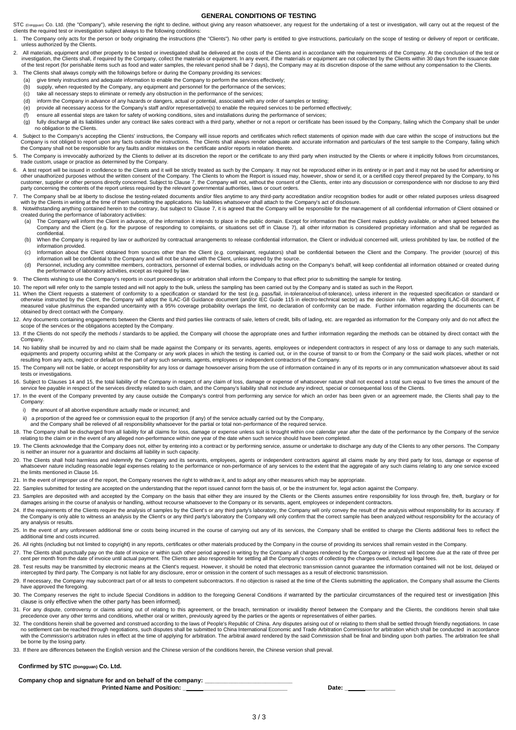# GENERAL CONDITIONS OF TESTING

STC (Dongguan) Co. Ltd. (the "Company"), while reserving the right to decline, without giving any reason whatsoever, any request for the undertaking of a test or investigation, will carry out at the request of the clients the required test or investigation subject always to the following conditions:

1. The Company only acts for the person or body originating the instructions (the "Clients"). No other party is entitled to give instructions, particularly on the scope of testing or delivery of report or certificate, unless authorized by the Clients.
2. All materials, equipment and other property to be tested or investigated shall be delivered at the costs of the Clients and in accordance with the requirements of the Company. At the conclusion of the test or investigation, the Clients shall, if required by the Company, collect the materials or equipment. In any event, if the materials or equipment are not collected by the Clients within 30 days from the issuance date of the test report (for perishable items such as food and water samples, the relevant period shall be 7 days), the Company may at its discretion dispose of the same without any compensation to the Clients.
3. The Clients shall always comply with the followings before or during the Company providing its services:
   (a) give timely instructions and adequate information to enable the Company to perform the services effectively;
   (b) supply, when requested by the Company, any equipment and personnel for the performance of the services;
   (c) take all necessary steps to eliminate or remedy any obstruction in the performance of the services;
   (d) inform the Company in advance of any hazards or dangers, actual or potential, associated with any order of samples or testing;
   (e) provide all necessary access for the Company's staff and/or representative(s) to enable the required services to be performed effectively;
   (f) ensure all essential steps are taken for safety of working conditions, sites and installations during the performance of services;
   (g) fully discharge all its liabilities under any contract like sales contract with a third party, whether or not a report or certificate has been issued by the Company, failing which the Company shall be under no obligation to the Clients.
4. Subject to the Company's accepting the Clients' instructions, the Company will issue reports and certificates which reflect statements of opinion made with due care within the scope of instructions but the Company is not obliged to report upon any facts outside the instructions. The Clients shall always render adequate and accurate information and particulars of the test sample to the Company, failing which the Company shall not be responsible for any faults and/or mistakes on the certificate and/or reports in relation thereto.
5. The Company is irrevocably authorized by the Clients to deliver at its discretion the report or the certificate to any third party when instructed by the Clients or where it implicitly follows from circumstances, trade custom, usage or practice as determined by the Company.
6. A test report will be issued in confidence to the Clients and it will be strictly treated as such by the Company. It may not be reproduced either in its entirety or in part and it may not be used for advertising or other unauthorized purposes without the written consent of the Company. The Clients to whom the Report is issued may, however, show or send it, or a certified copy thereof prepared by the Company, to his customer, supplier or other persons directly concerned. Subject to Clause 7, the Company will not, without the consent of the Clients, enter into any discussion or correspondence with nor disclose to any third party concerning the contents of the report unless required by the relevant governmental authorities, laws or court orders.
7. The Company shall be at liberty to disclose the testing-related documents and/or files anytime to any third-party accreditation and/or recognition bodies for audit or other related purposes unless disagreed with by the Clients in writing at the time of them submitting the applications. No liabilities whatsoever shall attach to the Company's act of disclosure.
8. Notwithstanding anything contained herein to the contrary, but subject to Clause 7, it is agreed that the Company will be responsible for the management of all confidential information of Client obtained or created during the performance of laboratory activities:
   (a) The Company will inform the Client in advance, of the information it intends to place in the public domain. Except for information that the Client makes publicly available, or when agreed between the Company and the Client (e.g. for the purpose of responding to complaints, or situations set off in Clause 7), all other information is considered proprietary information and shall be regarded as confidential.
   (b) When the Company is required by law or authorized by contractual arrangements to release confidential information, the Client or individual concerned will, unless prohibited by law, be notified of the information provided.
   (c) Information about the Client obtained from sources other than the Client (e.g. complainant, regulators) shall be confidential between the Client and the Company. The provider (source) of this information will be confidential to the Company and will not be shared with the Client, unless agreed by the source.
   (d) Personnel, including any committee members, contractors, personnel of external bodies, or individuals acting on the Company's behalf, will keep confidential all information obtained or created during the performance of laboratory activities, except as required by law.
9. The Clients wishing to use the Company's reports in court proceedings or arbitration shall inform the Company to that effect prior to submitting the sample for testing.
10. The report will refer only to the sample tested and will not apply to the bulk, unless the sampling has been carried out by the Company and is stated as such in the Report.
11. When the Client requests a statement of conformity to a specification or standard for the test (e.g. pass/fail, in-tolerance/out-of-tolerance), unless inherent in the requested specification or standard or otherwise instructed by the Client, the Company will adopt the ILAC-G8 Guidance document (and/or IEC Guide 115 in electro-technical sector) as the decision rule. When adopting ILAC-G8 document, if measured value plus/minus the expanded uncertainty with a 95% coverage probability overlaps the limit, no declaration of conformity can be made. Further information regarding the documents can be obtained by direct contact with the Company.
12. Any documents containing engagements between the Clients and third parties like contracts of sale, letters of credit, bills of lading, etc. are regarded as information for the Company only and do not affect the scope of the services or the obligations accepted by the Company.
13. If the Clients do not specify the methods / standards to be applied, the Company will choose the appropriate ones and further information regarding the methods can be obtained by direct contact with the Company.
14. No liability shall be incurred by and no claim shall be made against the Company or its servants, agents, employees or independent contractors in respect of any loss or damage to any such materials, equipments and property occurring whilst at the Company or any work places in which the testing is carried out, or in the course of transit to or from the Company or the said work places, whether or not resulting from any acts, neglect or default on the part of any such servants, agents, employees or independent contractors of the Company.
15. The Company will not be liable, or accept responsibility for any loss or damage howsoever arising from the use of information contained in any of its reports or in any communication whatsoever about its said tests or investigations.
16. Subject to Clauses 14 and 15, the total liability of the Company in respect of any claim of loss, damage or expense of whatsoever nature shall not exceed a total sum equal to five times the amount of the service fee payable in respect of the services directly related to such claim, and the Company's liability shall not include any indirect, special or consequential loss of the Clients.
17. In the event of the Company prevented by any cause outside the Company's control from performing any service for which an order has been given or an agreement made, the Clients shall pay to the Company:
    i) the amount of all abortive expenditure actually made or incurred; and
    ii) a proportion of the agreed fee or commission equal to the proportion (if any) of the service actually carried out by the Company,
    and the Company shall be relieved of all responsibility whatsoever for the partial or total non-performance of the required service.
18. The Company shall be discharged from all liability for all claims for loss, damage or expense unless suit is brought within one calendar year after the date of the performance by the Company of the service relating to the claim or in the event of any alleged non-performance within one year of the date when such service should have been completed.
19. The Clients acknowledge that the Company does not, either by entering into a contract or by performing service, assume or undertake to discharge any duty of the Clients to any other persons. The Company is neither an insurer nor a guarantor and disclaims all liability in such capacity.
20. The Clients shall hold harmless and indemnify the Company and its servants, employees, agents or independent contractors against all claims made by any third party for loss, damage or expense of whatsoever nature including reasonable legal expenses relating to the performance or non-performance of any services to the extent that the aggregate of any such claims relating to any one service exceed the limits mentioned in Clause 16.
21. In the event of improper use of the report, the Company reserves the right to withdraw it, and to adopt any other measures which may be appropriate.
22. Samples submitted for testing are accepted on the understanding that the report issued cannot form the basis of, or be the instrument for, legal action against the Company.
23. Samples are deposited with and accepted by the Company on the basis that either they are insured by the Clients or the Clients assumes entire responsibility for loss through fire, theft, burglary or for damages arising in the course of analysis or handling, without recourse whatsoever to the Company or its servants, agent, employees or independent contractors.
24. If the requirements of the Clients require the analysis of samples by the Client's or any third party's laboratory, the Company will only convey the result of the analysis without responsibility for its accuracy. If the Company is only able to witness an analysis by the Client's or any third party's laboratory the Company will only confirm that the correct sample has been analyzed without responsibility for the accuracy of any analysis or results.
25. In the event of any unforeseen additional time or costs being incurred in the course of carrying out any of its services, the Company shall be entitled to charge the Clients additional fees to reflect the additional time and costs incurred.
26. All rights (including but not limited to copyright) in any reports, certificates or other materials produced by the Company in the course of providing its services shall remain vested in the Company.
27. The Clients shall punctually pay on the date of invoice or within such other period agreed in writing by the Company all charges rendered by the Company or interest will become due at the rate of three per cent per month from the date of invoice until actual payment. The Clients are also responsible for settling all the Company's costs of collecting the charges owed, including legal fees.
28. Test results may be transmitted by electronic means at the Client's request. However, it should be noted that electronic transmission cannot guarantee the information contained will not be lost, delayed or intercepted by third party. The Company is not liable for any disclosure, error or omission in the content of such messages as a result of electronic transmission.
29. If necessary, the Company may subcontract part of or all tests to competent subcontractors. If no objection is raised at the time of the Clients submitting the application, the Company shall assume the Clients have approved the foregoing.
30. The Company reserves the right to include Special Conditions in addition to the foregoing General Conditions if warranted by the particular circumstances of the required test or investigation [this clause is only effective when the other party has been informed].
31. For any dispute, controversy or claims arising out of relating to this agreement, or the breach, termination or invalidity thereof between the Company and the Clients, the conditions herein shall take precedence over any other terms and conditions, whether oral or written, previously agreed by the parties or the agents or representatives of either parties.
32. The conditions herein shall be governed and construed according to the laws of People's Republic of China. Any disputes arising out of or relating to them shall be settled through friendly negotiations. In case no settlement can be reached through negotiations, such disputes shall be submitted to China International Economic and Trade Arbitration Commission for arbitration which shall be conducted in accordance with the Commission's arbitration rules in effect at the time of applying for arbitration. The arbitral award rendered by the said Commission shall be final and binding upon both parties. The arbitration fee shall be borne by the losing party.
33. If there are differences between the English version and the Chinese version of the conditions herein, the Chinese version shall prevail.

**Confirmed by STC (Dongguan) Co. Ltd.**

**Company chop and signature for and on behalf of the company:** ____________________

**Printed Name and Position:** ____________________ **Date:** ____________